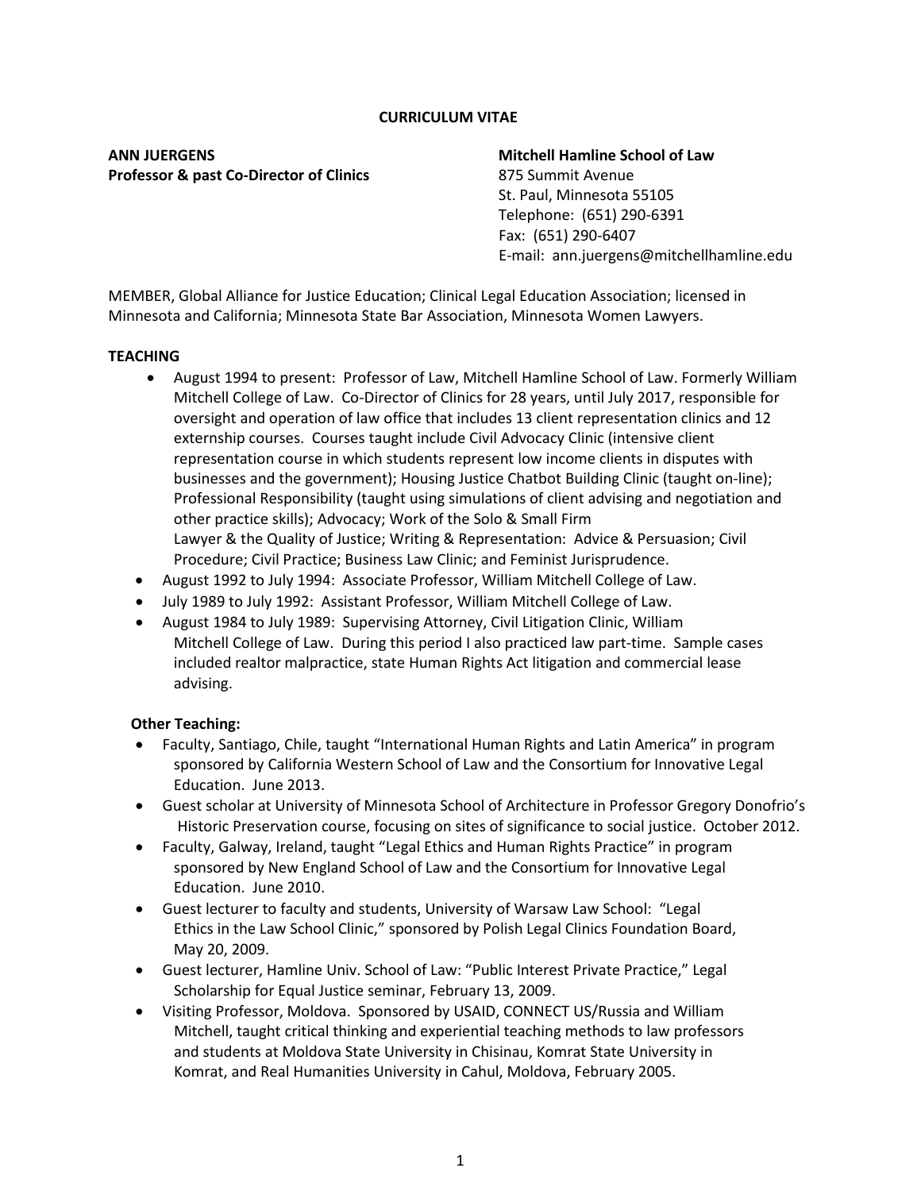# CURRICULUM VITAE

**ANN JUERGENS**
**Professor & past Co-Director of Clinics**

**Mitchell Hamline School of Law**
875 Summit Avenue
St. Paul, Minnesota 55105
Telephone: (651) 290-6391
Fax: (651) 290-6407
E-mail: ann.juergens@mitchellhamline.edu

MEMBER, Global Alliance for Justice Education; Clinical Legal Education Association; licensed in Minnesota and California; Minnesota State Bar Association, Minnesota Women Lawyers.

## TEACHING

- August 1994 to present: Professor of Law, Mitchell Hamline School of Law. Formerly William Mitchell College of Law. Co-Director of Clinics for 28 years, until July 2017, responsible for oversight and operation of law office that includes 13 client representation clinics and 12 externship courses. Courses taught include Civil Advocacy Clinic (intensive client representation course in which students represent low income clients in disputes with businesses and the government); Housing Justice Chatbot Building Clinic (taught on-line); Professional Responsibility (taught using simulations of client advising and negotiation and other practice skills); Advocacy; Work of the Solo & Small Firm Lawyer & the Quality of Justice; Writing & Representation: Advice & Persuasion; Civil Procedure; Civil Practice; Business Law Clinic; and Feminist Jurisprudence.
- August 1992 to July 1994: Associate Professor, William Mitchell College of Law.
- July 1989 to July 1992: Assistant Professor, William Mitchell College of Law.
- August 1984 to July 1989: Supervising Attorney, Civil Litigation Clinic, William Mitchell College of Law. During this period I also practiced law part-time. Sample cases included realtor malpractice, state Human Rights Act litigation and commercial lease advising.

### Other Teaching:

- Faculty, Santiago, Chile, taught "International Human Rights and Latin America" in program sponsored by California Western School of Law and the Consortium for Innovative Legal Education. June 2013.
- Guest scholar at University of Minnesota School of Architecture in Professor Gregory Donofrio's Historic Preservation course, focusing on sites of significance to social justice. October 2012.
- Faculty, Galway, Ireland, taught "Legal Ethics and Human Rights Practice" in program sponsored by New England School of Law and the Consortium for Innovative Legal Education. June 2010.
- Guest lecturer to faculty and students, University of Warsaw Law School: "Legal Ethics in the Law School Clinic," sponsored by Polish Legal Clinics Foundation Board, May 20, 2009.
- Guest lecturer, Hamline Univ. School of Law: "Public Interest Private Practice," Legal Scholarship for Equal Justice seminar, February 13, 2009.
- Visiting Professor, Moldova. Sponsored by USAID, CONNECT US/Russia and William Mitchell, taught critical thinking and experiential teaching methods to law professors and students at Moldova State University in Chisinau, Komrat State University in Komrat, and Real Humanities University in Cahul, Moldova, February 2005.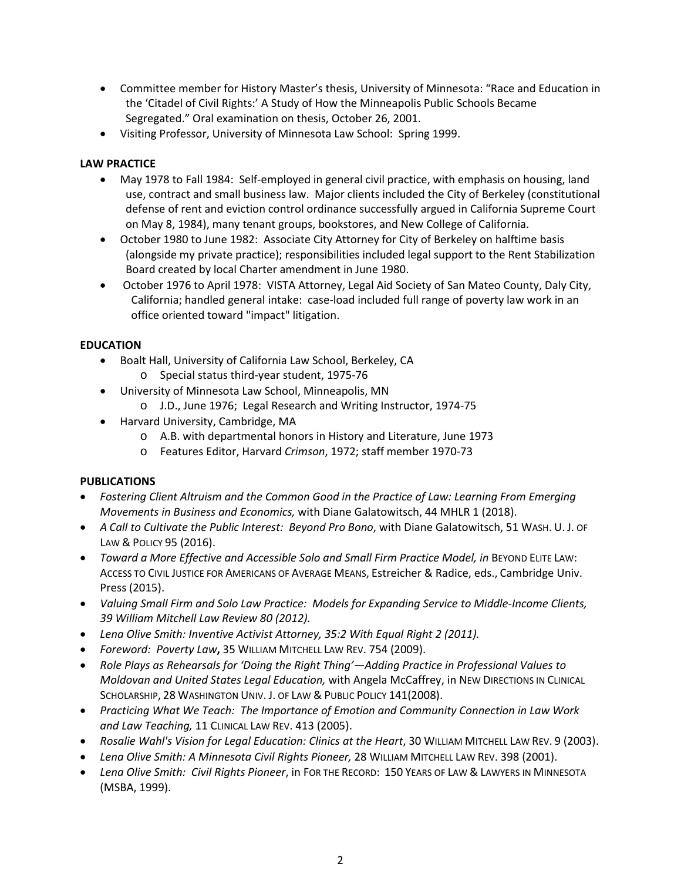- Committee member for History Master's thesis, University of Minnesota: "Race and Education in the 'Citadel of Civil Rights:' A Study of How the Minneapolis Public Schools Became Segregated." Oral examination on thesis, October 26, 2001.
- Visiting Professor, University of Minnesota Law School: Spring 1999.

**LAW PRACTICE**

- May 1978 to Fall 1984: Self-employed in general civil practice, with emphasis on housing, land use, contract and small business law. Major clients included the City of Berkeley (constitutional defense of rent and eviction control ordinance successfully argued in California Supreme Court on May 8, 1984), many tenant groups, bookstores, and New College of California.
- October 1980 to June 1982: Associate City Attorney for City of Berkeley on halftime basis (alongside my private practice); responsibilities included legal support to the Rent Stabilization Board created by local Charter amendment in June 1980.
- October 1976 to April 1978: VISTA Attorney, Legal Aid Society of San Mateo County, Daly City, California; handled general intake: case-load included full range of poverty law work in an office oriented toward "impact" litigation.

**EDUCATION**

- Boalt Hall, University of California Law School, Berkeley, CA
  - Special status third-year student, 1975-76
- University of Minnesota Law School, Minneapolis, MN
  - J.D., June 1976; Legal Research and Writing Instructor, 1974-75
- Harvard University, Cambridge, MA
  - A.B. with departmental honors in History and Literature, June 1973
  - Features Editor, Harvard *Crimson*, 1972; staff member 1970-73

**PUBLICATIONS**

- *Fostering Client Altruism and the Common Good in the Practice of Law: Learning From Emerging Movements in Business and Economics,* with Diane Galatowitsch, 44 MHLR 1 (2018).
- *A Call to Cultivate the Public Interest: Beyond Pro Bono*, with Diane Galatowitsch, 51 WASH. U. J. OF LAW & POLICY 95 (2016).
- *Toward a More Effective and Accessible Solo and Small Firm Practice Model, in* BEYOND ELITE LAW: ACCESS TO CIVIL JUSTICE FOR AMERICANS OF AVERAGE MEANS, Estreicher & Radice, eds., Cambridge Univ. Press (2015).
- *Valuing Small Firm and Solo Law Practice: Models for Expanding Service to Middle-Income Clients, 39 William Mitchell Law Review 80 (2012).*
- *Lena Olive Smith: Inventive Activist Attorney, 35:2 With Equal Right 2 (2011).*
- *Foreword: Poverty Law***,** 35 WILLIAM MITCHELL LAW REV. 754 (2009).
- *Role Plays as Rehearsals for 'Doing the Right Thing'—Adding Practice in Professional Values to Moldovan and United States Legal Education,* with Angela McCaffrey, in NEW DIRECTIONS IN CLINICAL SCHOLARSHIP, 28 WASHINGTON UNIV. J. OF LAW & PUBLIC POLICY 141(2008).
- *Practicing What We Teach: The Importance of Emotion and Community Connection in Law Work and Law Teaching,* 11 CLINICAL LAW REV. 413 (2005).
- *Rosalie Wahl's Vision for Legal Education: Clinics at the Heart*, 30 WILLIAM MITCHELL LAW REV. 9 (2003).
- *Lena Olive Smith: A Minnesota Civil Rights Pioneer,* 28 WILLIAM MITCHELL LAW REV. 398 (2001).
- *Lena Olive Smith: Civil Rights Pioneer*, in FOR THE RECORD: 150 YEARS OF LAW & LAWYERS IN MINNESOTA (MSBA, 1999).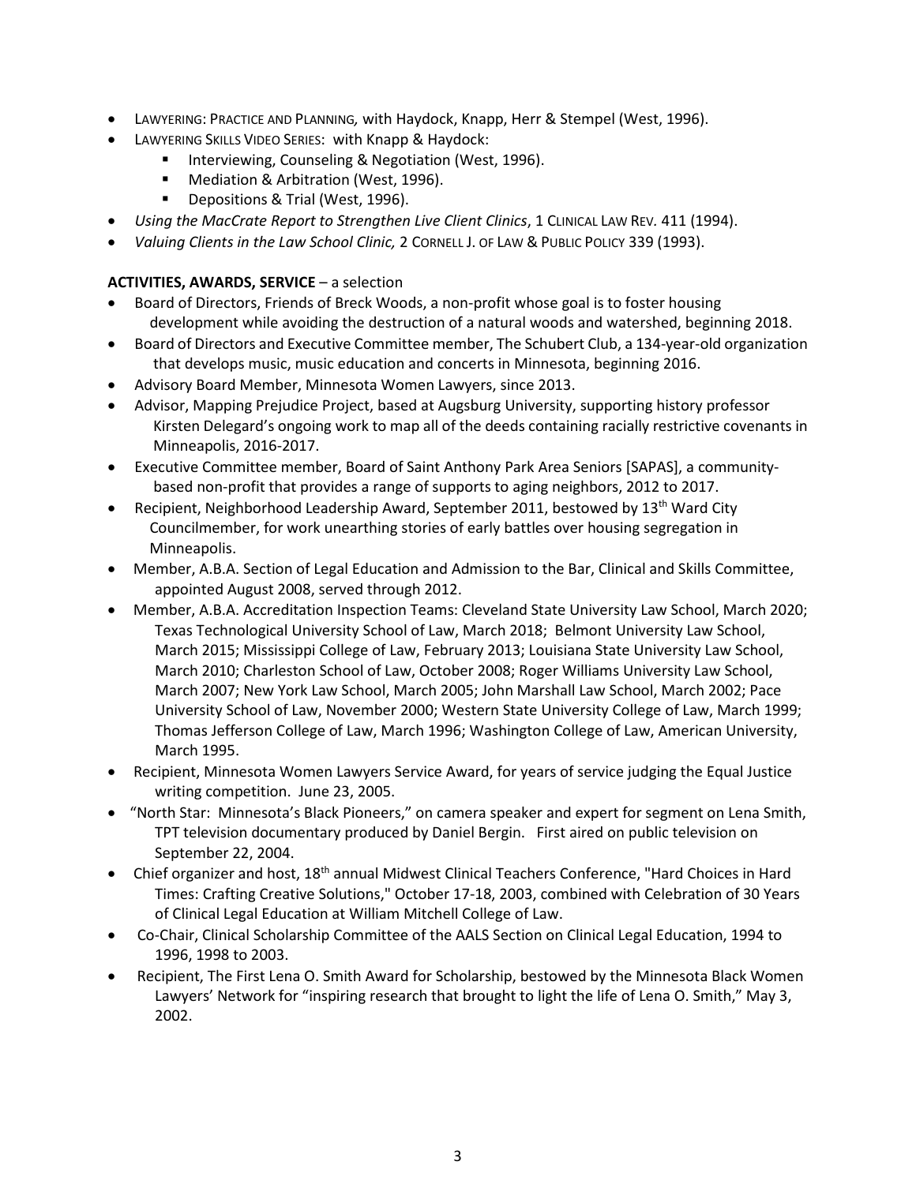- LAWYERING: PRACTICE AND PLANNING, with Haydock, Knapp, Herr & Stempel (West, 1996).
- LAWYERING SKILLS VIDEO SERIES: with Knapp & Haydock:
  - Interviewing, Counseling & Negotiation (West, 1996).
  - Mediation & Arbitration (West, 1996).
  - Depositions & Trial (West, 1996).
- *Using the MacCrate Report to Strengthen Live Client Clinics*, 1 CLINICAL LAW REV. 411 (1994).
- *Valuing Clients in the Law School Clinic,* 2 CORNELL J. OF LAW & PUBLIC POLICY 339 (1993).

**ACTIVITIES, AWARDS, SERVICE** – a selection

- Board of Directors, Friends of Breck Woods, a non-profit whose goal is to foster housing development while avoiding the destruction of a natural woods and watershed, beginning 2018.
- Board of Directors and Executive Committee member, The Schubert Club, a 134-year-old organization that develops music, music education and concerts in Minnesota, beginning 2016.
- Advisory Board Member, Minnesota Women Lawyers, since 2013.
- Advisor, Mapping Prejudice Project, based at Augsburg University, supporting history professor Kirsten Delegard's ongoing work to map all of the deeds containing racially restrictive covenants in Minneapolis, 2016-2017.
- Executive Committee member, Board of Saint Anthony Park Area Seniors [SAPAS], a community-based non-profit that provides a range of supports to aging neighbors, 2012 to 2017.
- Recipient, Neighborhood Leadership Award, September 2011, bestowed by 13th Ward City Councilmember, for work unearthing stories of early battles over housing segregation in Minneapolis.
- Member, A.B.A. Section of Legal Education and Admission to the Bar, Clinical and Skills Committee, appointed August 2008, served through 2012.
- Member, A.B.A. Accreditation Inspection Teams: Cleveland State University Law School, March 2020; Texas Technological University School of Law, March 2018; Belmont University Law School, March 2015; Mississippi College of Law, February 2013; Louisiana State University Law School, March 2010; Charleston School of Law, October 2008; Roger Williams University Law School, March 2007; New York Law School, March 2005; John Marshall Law School, March 2002; Pace University School of Law, November 2000; Western State University College of Law, March 1999; Thomas Jefferson College of Law, March 1996; Washington College of Law, American University, March 1995.
- Recipient, Minnesota Women Lawyers Service Award, for years of service judging the Equal Justice writing competition. June 23, 2005.
- "North Star: Minnesota's Black Pioneers," on camera speaker and expert for segment on Lena Smith, TPT television documentary produced by Daniel Bergin. First aired on public television on September 22, 2004.
- Chief organizer and host, 18th annual Midwest Clinical Teachers Conference, "Hard Choices in Hard Times: Crafting Creative Solutions," October 17-18, 2003, combined with Celebration of 30 Years of Clinical Legal Education at William Mitchell College of Law.
- Co-Chair, Clinical Scholarship Committee of the AALS Section on Clinical Legal Education, 1994 to 1996, 1998 to 2003.
- Recipient, The First Lena O. Smith Award for Scholarship, bestowed by the Minnesota Black Women Lawyers' Network for "inspiring research that brought to light the life of Lena O. Smith," May 3, 2002.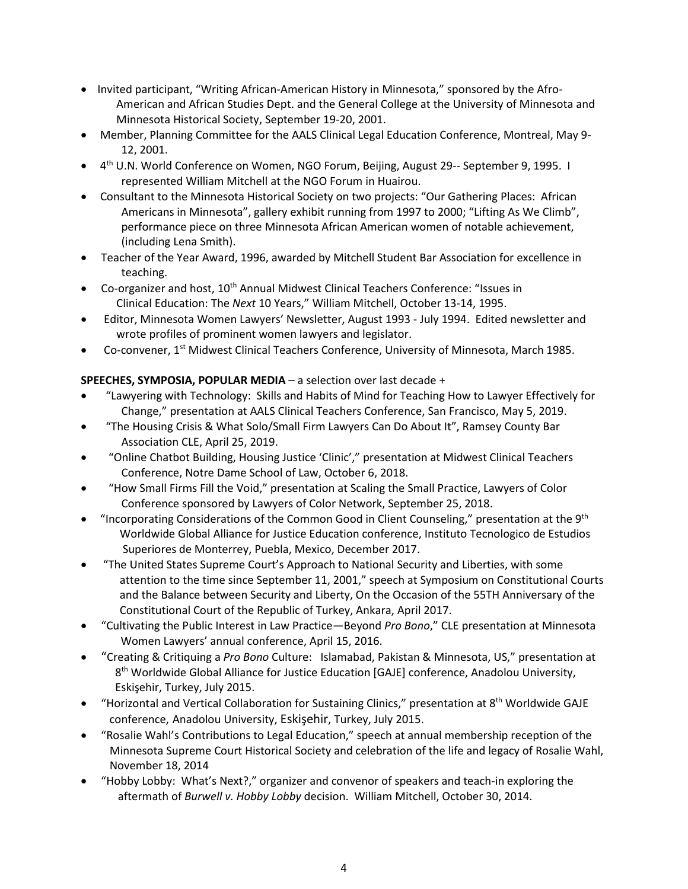- Invited participant, "Writing African-American History in Minnesota," sponsored by the Afro-American and African Studies Dept. and the General College at the University of Minnesota and Minnesota Historical Society, September 19-20, 2001.
- Member, Planning Committee for the AALS Clinical Legal Education Conference, Montreal, May 9-12, 2001.
- 4th U.N. World Conference on Women, NGO Forum, Beijing, August 29-- September 9, 1995. I represented William Mitchell at the NGO Forum in Huairou.
- Consultant to the Minnesota Historical Society on two projects: "Our Gathering Places: African Americans in Minnesota", gallery exhibit running from 1997 to 2000; "Lifting As We Climb", performance piece on three Minnesota African American women of notable achievement, (including Lena Smith).
- Teacher of the Year Award, 1996, awarded by Mitchell Student Bar Association for excellence in teaching.
- Co-organizer and host, 10th Annual Midwest Clinical Teachers Conference: "Issues in Clinical Education: The *Next* 10 Years," William Mitchell, October 13-14, 1995.
- Editor, Minnesota Women Lawyers' Newsletter, August 1993 - July 1994. Edited newsletter and wrote profiles of prominent women lawyers and legislator.
- Co-convener, 1st Midwest Clinical Teachers Conference, University of Minnesota, March 1985.

**SPEECHES, SYMPOSIA, POPULAR MEDIA** – a selection over last decade +

- "Lawyering with Technology: Skills and Habits of Mind for Teaching How to Lawyer Effectively for Change," presentation at AALS Clinical Teachers Conference, San Francisco, May 5, 2019.
- "The Housing Crisis & What Solo/Small Firm Lawyers Can Do About It", Ramsey County Bar Association CLE, April 25, 2019.
- "Online Chatbot Building, Housing Justice 'Clinic'," presentation at Midwest Clinical Teachers Conference, Notre Dame School of Law, October 6, 2018.
- "How Small Firms Fill the Void," presentation at Scaling the Small Practice, Lawyers of Color Conference sponsored by Lawyers of Color Network, September 25, 2018.
- "Incorporating Considerations of the Common Good in Client Counseling," presentation at the 9th Worldwide Global Alliance for Justice Education conference, Instituto Tecnologico de Estudios Superiores de Monterrey, Puebla, Mexico, December 2017.
- "The United States Supreme Court's Approach to National Security and Liberties, with some attention to the time since September 11, 2001," speech at Symposium on Constitutional Courts and the Balance between Security and Liberty, On the Occasion of the 55TH Anniversary of the Constitutional Court of the Republic of Turkey, Ankara, April 2017.
- "Cultivating the Public Interest in Law Practice—Beyond *Pro Bono*," CLE presentation at Minnesota Women Lawyers' annual conference, April 15, 2016.
- "Creating & Critiquing a *Pro Bono* Culture: Islamabad, Pakistan & Minnesota, US," presentation at 8th Worldwide Global Alliance for Justice Education [GAJE] conference, Anadolou University, Eskişehir, Turkey, July 2015.
- "Horizontal and Vertical Collaboration for Sustaining Clinics," presentation at 8th Worldwide GAJE conference, Anadolou University, Eskişehir, Turkey, July 2015.
- "Rosalie Wahl's Contributions to Legal Education," speech at annual membership reception of the Minnesota Supreme Court Historical Society and celebration of the life and legacy of Rosalie Wahl, November 18, 2014
- "Hobby Lobby: What's Next?," organizer and convenor of speakers and teach-in exploring the aftermath of *Burwell v. Hobby Lobby* decision. William Mitchell, October 30, 2014.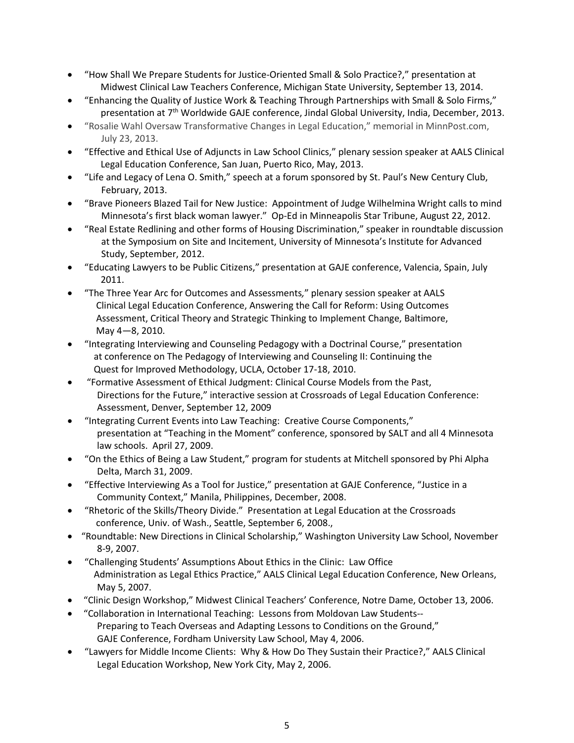- "How Shall We Prepare Students for Justice-Oriented Small & Solo Practice?," presentation at Midwest Clinical Law Teachers Conference, Michigan State University, September 13, 2014.
- "Enhancing the Quality of Justice Work & Teaching Through Partnerships with Small & Solo Firms," presentation at 7th Worldwide GAJE conference, Jindal Global University, India, December, 2013.
- "Rosalie Wahl Oversaw Transformative Changes in Legal Education," memorial in MinnPost.com, July 23, 2013.
- "Effective and Ethical Use of Adjuncts in Law School Clinics," plenary session speaker at AALS Clinical Legal Education Conference, San Juan, Puerto Rico, May, 2013.
- "Life and Legacy of Lena O. Smith," speech at a forum sponsored by St. Paul's New Century Club, February, 2013.
- "Brave Pioneers Blazed Tail for New Justice: Appointment of Judge Wilhelmina Wright calls to mind Minnesota's first black woman lawyer." Op-Ed in Minneapolis Star Tribune, August 22, 2012.
- "Real Estate Redlining and other forms of Housing Discrimination," speaker in roundtable discussion at the Symposium on Site and Incitement, University of Minnesota's Institute for Advanced Study, September, 2012.
- "Educating Lawyers to be Public Citizens," presentation at GAJE conference, Valencia, Spain, July 2011.
- "The Three Year Arc for Outcomes and Assessments," plenary session speaker at AALS Clinical Legal Education Conference, Answering the Call for Reform: Using Outcomes Assessment, Critical Theory and Strategic Thinking to Implement Change, Baltimore, May 4—8, 2010.
- "Integrating Interviewing and Counseling Pedagogy with a Doctrinal Course," presentation at conference on The Pedagogy of Interviewing and Counseling II: Continuing the Quest for Improved Methodology, UCLA, October 17-18, 2010.
- "Formative Assessment of Ethical Judgment: Clinical Course Models from the Past, Directions for the Future," interactive session at Crossroads of Legal Education Conference: Assessment, Denver, September 12, 2009
- "Integrating Current Events into Law Teaching: Creative Course Components," presentation at "Teaching in the Moment" conference, sponsored by SALT and all 4 Minnesota law schools. April 27, 2009.
- "On the Ethics of Being a Law Student," program for students at Mitchell sponsored by Phi Alpha Delta, March 31, 2009.
- "Effective Interviewing As a Tool for Justice," presentation at GAJE Conference, "Justice in a Community Context," Manila, Philippines, December, 2008.
- "Rhetoric of the Skills/Theory Divide." Presentation at Legal Education at the Crossroads conference, Univ. of Wash., Seattle, September 6, 2008.,
- "Roundtable: New Directions in Clinical Scholarship," Washington University Law School, November 8-9, 2007.
- "Challenging Students' Assumptions About Ethics in the Clinic: Law Office Administration as Legal Ethics Practice," AALS Clinical Legal Education Conference, New Orleans, May 5, 2007.
- "Clinic Design Workshop," Midwest Clinical Teachers' Conference, Notre Dame, October 13, 2006.
- "Collaboration in International Teaching: Lessons from Moldovan Law Students--Preparing to Teach Overseas and Adapting Lessons to Conditions on the Ground," GAJE Conference, Fordham University Law School, May 4, 2006.
- "Lawyers for Middle Income Clients: Why & How Do They Sustain their Practice?," AALS Clinical Legal Education Workshop, New York City, May 2, 2006.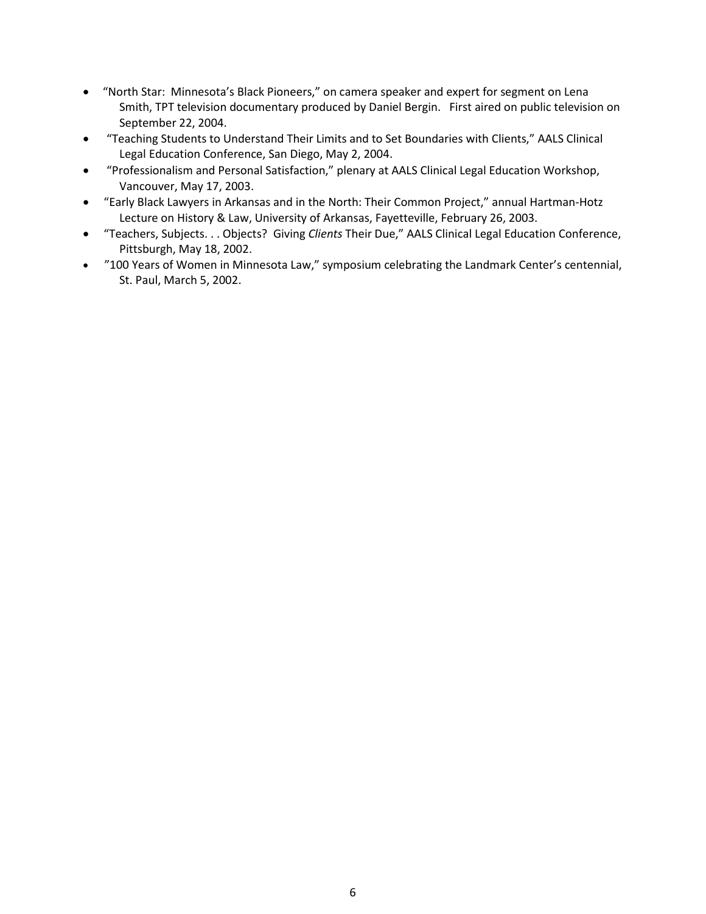- "North Star: Minnesota's Black Pioneers," on camera speaker and expert for segment on Lena Smith, TPT television documentary produced by Daniel Bergin. First aired on public television on September 22, 2004.
- "Teaching Students to Understand Their Limits and to Set Boundaries with Clients," AALS Clinical Legal Education Conference, San Diego, May 2, 2004.
- "Professionalism and Personal Satisfaction," plenary at AALS Clinical Legal Education Workshop, Vancouver, May 17, 2003.
- "Early Black Lawyers in Arkansas and in the North: Their Common Project," annual Hartman-Hotz Lecture on History & Law, University of Arkansas, Fayetteville, February 26, 2003.
- "Teachers, Subjects. . . Objects? Giving *Clients* Their Due," AALS Clinical Legal Education Conference, Pittsburgh, May 18, 2002.
- "100 Years of Women in Minnesota Law," symposium celebrating the Landmark Center's centennial, St. Paul, March 5, 2002.